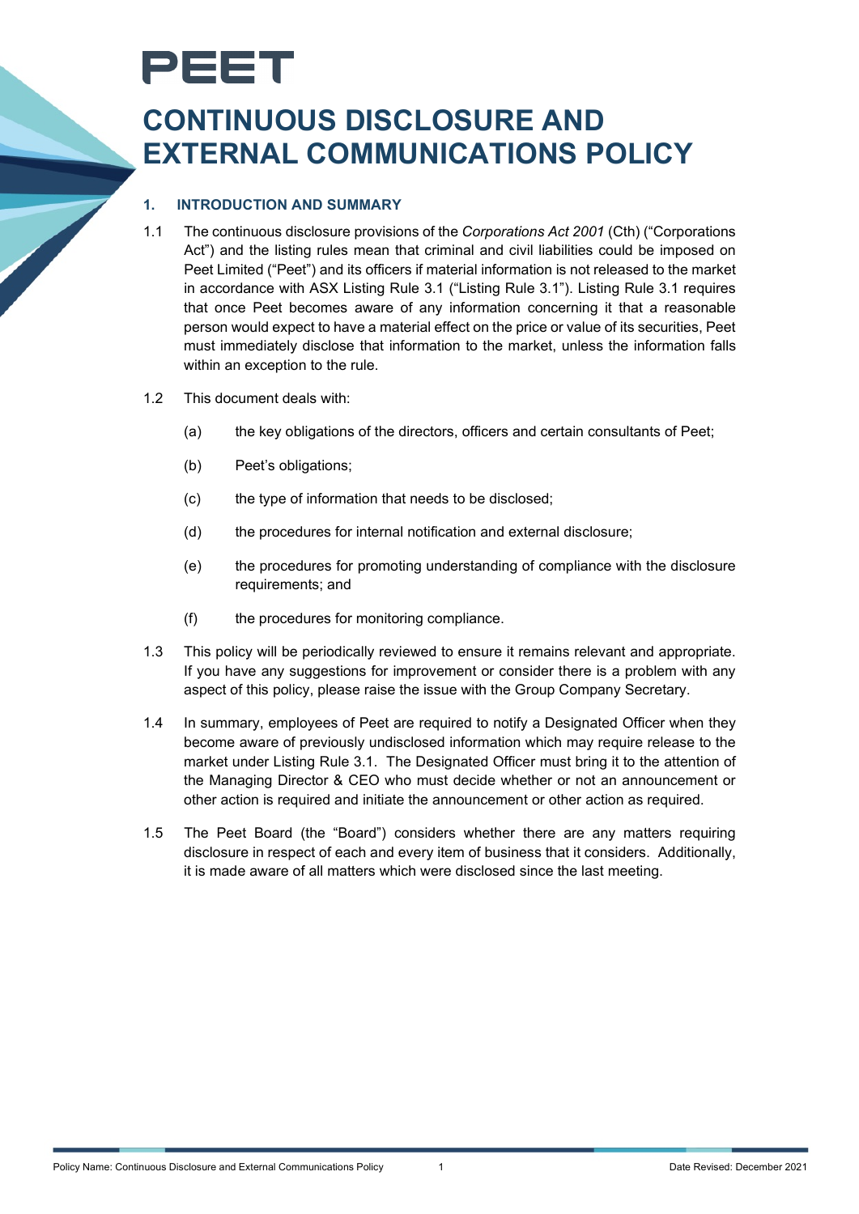PEET

# CONTINUOUS DISCLOSURE AND EXTERNAL COMMUNICATIONS POLICY

## 1. INTRODUCTION AND SUMMARY

1.1 The continuous disclosure provisions of the *Corporations Act 2001* (Cth) ("Corporations Act") and the listing rules mean that criminal and civil liabilities could be imposed on Peet Limited ("Peet") and its officers if material information is not released to the market in accordance with ASX Listing Rule 3.1 ("Listing Rule 3.1"). Listing Rule 3.1 requires that once Peet becomes aware of any information concerning it that a reasonable person would expect to have a material effect on the price or value of its securities, Peet must immediately disclose that information to the market, unless the information falls within an exception to the rule.

1.2 This document deals with:

(a) the key obligations of the directors, officers and certain consultants of Peet;

(b) Peet's obligations;

(c) the type of information that needs to be disclosed;

(d) the procedures for internal notification and external disclosure;

(e) the procedures for promoting understanding of compliance with the disclosure requirements; and

(f) the procedures for monitoring compliance.

1.3 This policy will be periodically reviewed to ensure it remains relevant and appropriate. If you have any suggestions for improvement or consider there is a problem with any aspect of this policy, please raise the issue with the Group Company Secretary.

1.4 In summary, employees of Peet are required to notify a Designated Officer when they become aware of previously undisclosed information which may require release to the market under Listing Rule 3.1. The Designated Officer must bring it to the attention of the Managing Director & CEO who must decide whether or not an announcement or other action is required and initiate the announcement or other action as required.

1.5 The Peet Board (the "Board") considers whether there are any matters requiring disclosure in respect of each and every item of business that it considers. Additionally, it is made aware of all matters which were disclosed since the last meeting.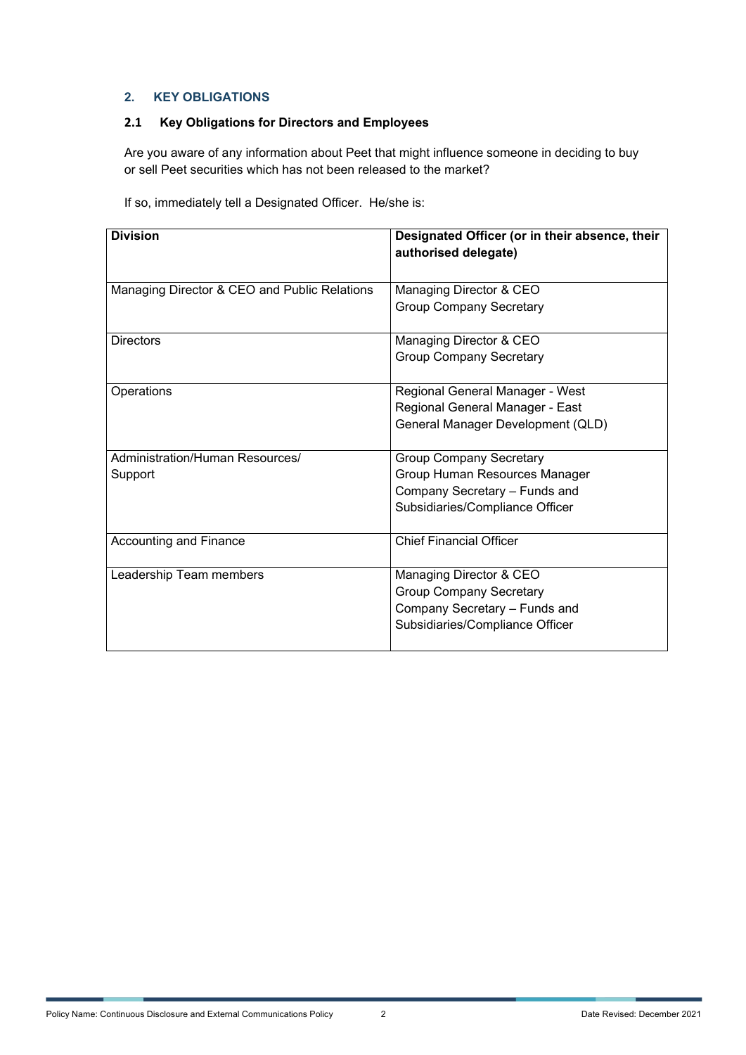## 2. KEY OBLIGATIONS

### 2.1 Key Obligations for Directors and Employees

Are you aware of any information about Peet that might influence someone in deciding to buy or sell Peet securities which has not been released to the market?

If so, immediately tell a Designated Officer. He/she is:

| Division | Designated Officer (or in their absence, their authorised delegate) |
|---|---|
| Managing Director & CEO and Public Relations | Managing Director & CEO<br>Group Company Secretary |
| Directors | Managing Director & CEO<br>Group Company Secretary |
| Operations | Regional General Manager - West<br>Regional General Manager - East<br>General Manager Development (QLD) |
| Administration/Human Resources/ Support | Group Company Secretary<br>Group Human Resources Manager<br>Company Secretary – Funds and Subsidiaries/Compliance Officer |
| Accounting and Finance | Chief Financial Officer |
| Leadership Team members | Managing Director & CEO<br>Group Company Secretary<br>Company Secretary – Funds and Subsidiaries/Compliance Officer |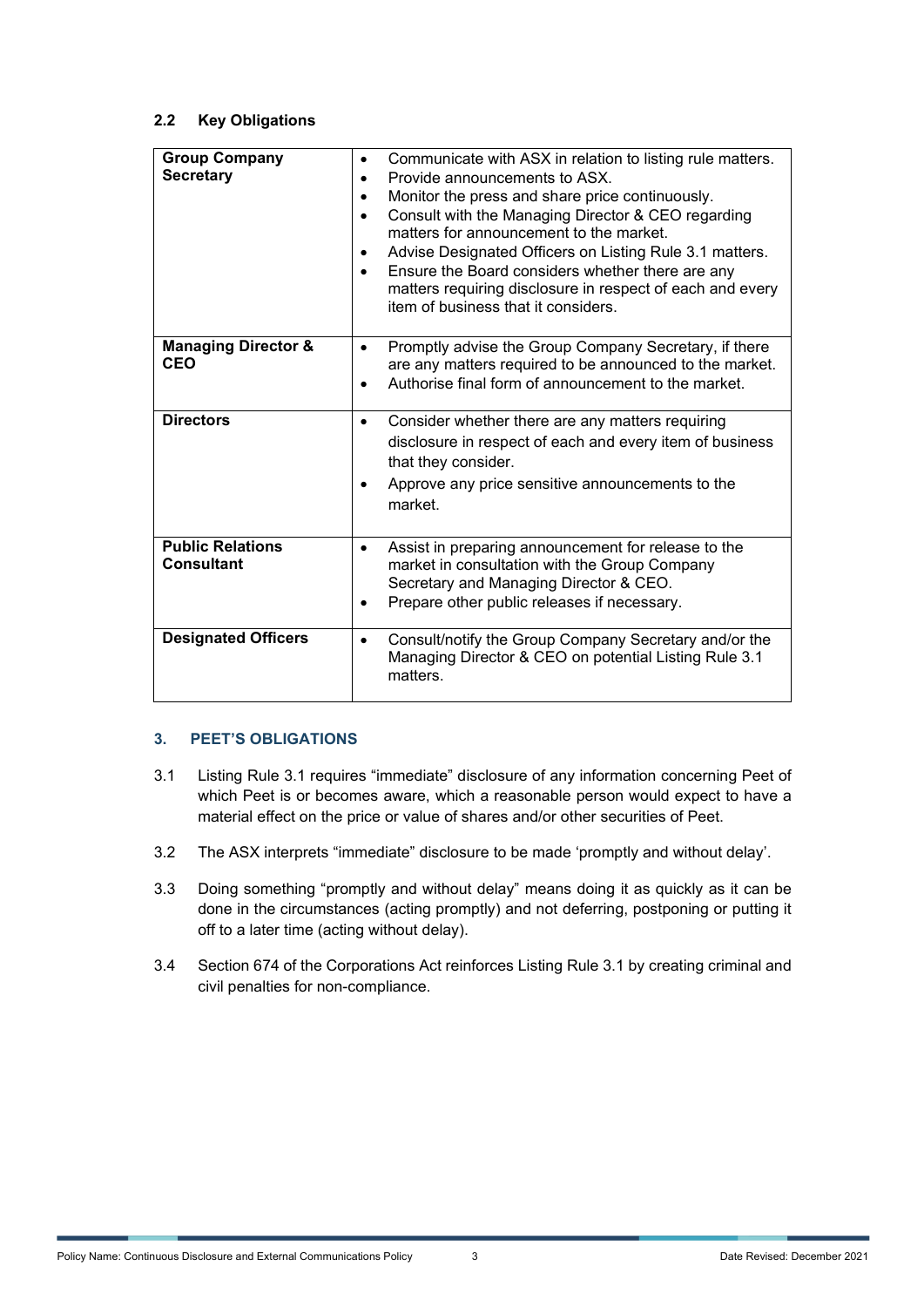### 2.2 Key Obligations

| | |
|---|---|
| **Group Company Secretary** | • Communicate with ASX in relation to listing rule matters.<br>• Provide announcements to ASX.<br>• Monitor the press and share price continuously.<br>• Consult with the Managing Director & CEO regarding matters for announcement to the market.<br>• Advise Designated Officers on Listing Rule 3.1 matters.<br>• Ensure the Board considers whether there are any matters requiring disclosure in respect of each and every item of business that it considers. |
| **Managing Director & CEO** | • Promptly advise the Group Company Secretary, if there are any matters required to be announced to the market.<br>• Authorise final form of announcement to the market. |
| **Directors** | • Consider whether there are any matters requiring disclosure in respect of each and every item of business that they consider.<br>• Approve any price sensitive announcements to the market. |
| **Public Relations Consultant** | • Assist in preparing announcement for release to the market in consultation with the Group Company Secretary and Managing Director & CEO.<br>• Prepare other public releases if necessary. |
| **Designated Officers** | • Consult/notify the Group Company Secretary and/or the Managing Director & CEO on potential Listing Rule 3.1 matters. |

## 3. PEET'S OBLIGATIONS

3.1 Listing Rule 3.1 requires "immediate" disclosure of any information concerning Peet of which Peet is or becomes aware, which a reasonable person would expect to have a material effect on the price or value of shares and/or other securities of Peet.

3.2 The ASX interprets "immediate" disclosure to be made 'promptly and without delay'.

3.3 Doing something "promptly and without delay" means doing it as quickly as it can be done in the circumstances (acting promptly) and not deferring, postponing or putting it off to a later time (acting without delay).

3.4 Section 674 of the Corporations Act reinforces Listing Rule 3.1 by creating criminal and civil penalties for non-compliance.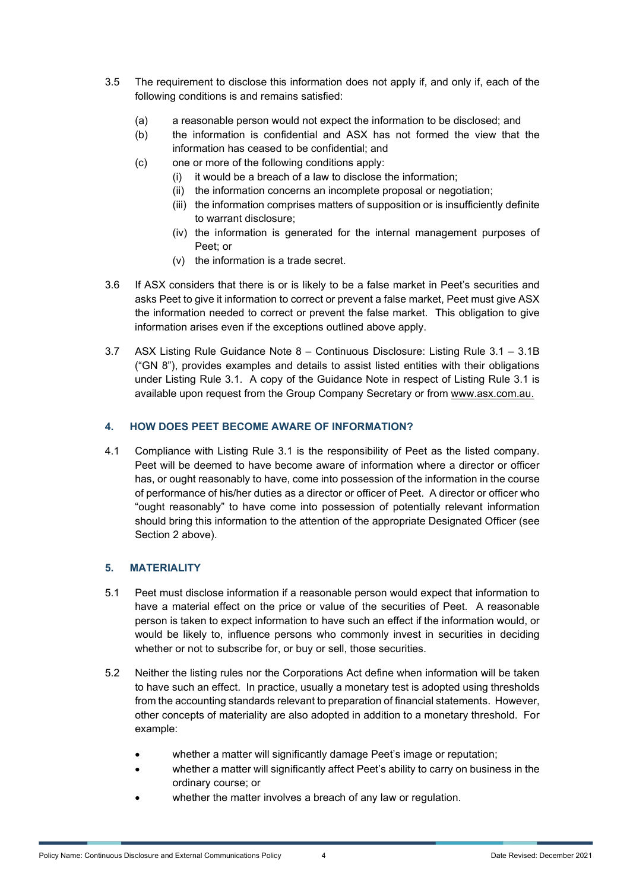3.5 The requirement to disclose this information does not apply if, and only if, each of the following conditions is and remains satisfied:

   (a) a reasonable person would not expect the information to be disclosed; and
   (b) the information is confidential and ASX has not formed the view that the information has ceased to be confidential; and
   (c) one or more of the following conditions apply:
      (i) it would be a breach of a law to disclose the information;
      (ii) the information concerns an incomplete proposal or negotiation;
      (iii) the information comprises matters of supposition or is insufficiently definite to warrant disclosure;
      (iv) the information is generated for the internal management purposes of Peet; or
      (v) the information is a trade secret.

3.6 If ASX considers that there is or is likely to be a false market in Peet's securities and asks Peet to give it information to correct or prevent a false market, Peet must give ASX the information needed to correct or prevent the false market. This obligation to give information arises even if the exceptions outlined above apply.

3.7 ASX Listing Rule Guidance Note 8 – Continuous Disclosure: Listing Rule 3.1 – 3.1B ("GN 8"), provides examples and details to assist listed entities with their obligations under Listing Rule 3.1. A copy of the Guidance Note in respect of Listing Rule 3.1 is available upon request from the Group Company Secretary or from www.asx.com.au.

## 4. HOW DOES PEET BECOME AWARE OF INFORMATION?

4.1 Compliance with Listing Rule 3.1 is the responsibility of Peet as the listed company. Peet will be deemed to have become aware of information where a director or officer has, or ought reasonably to have, come into possession of the information in the course of performance of his/her duties as a director or officer of Peet. A director or officer who "ought reasonably" to have come into possession of potentially relevant information should bring this information to the attention of the appropriate Designated Officer (see Section 2 above).

## 5. MATERIALITY

5.1 Peet must disclose information if a reasonable person would expect that information to have a material effect on the price or value of the securities of Peet. A reasonable person is taken to expect information to have such an effect if the information would, or would be likely to, influence persons who commonly invest in securities in deciding whether or not to subscribe for, or buy or sell, those securities.

5.2 Neither the listing rules nor the Corporations Act define when information will be taken to have such an effect. In practice, usually a monetary test is adopted using thresholds from the accounting standards relevant to preparation of financial statements. However, other concepts of materiality are also adopted in addition to a monetary threshold. For example:

   - whether a matter will significantly damage Peet's image or reputation;
   - whether a matter will significantly affect Peet's ability to carry on business in the ordinary course; or
   - whether the matter involves a breach of any law or regulation.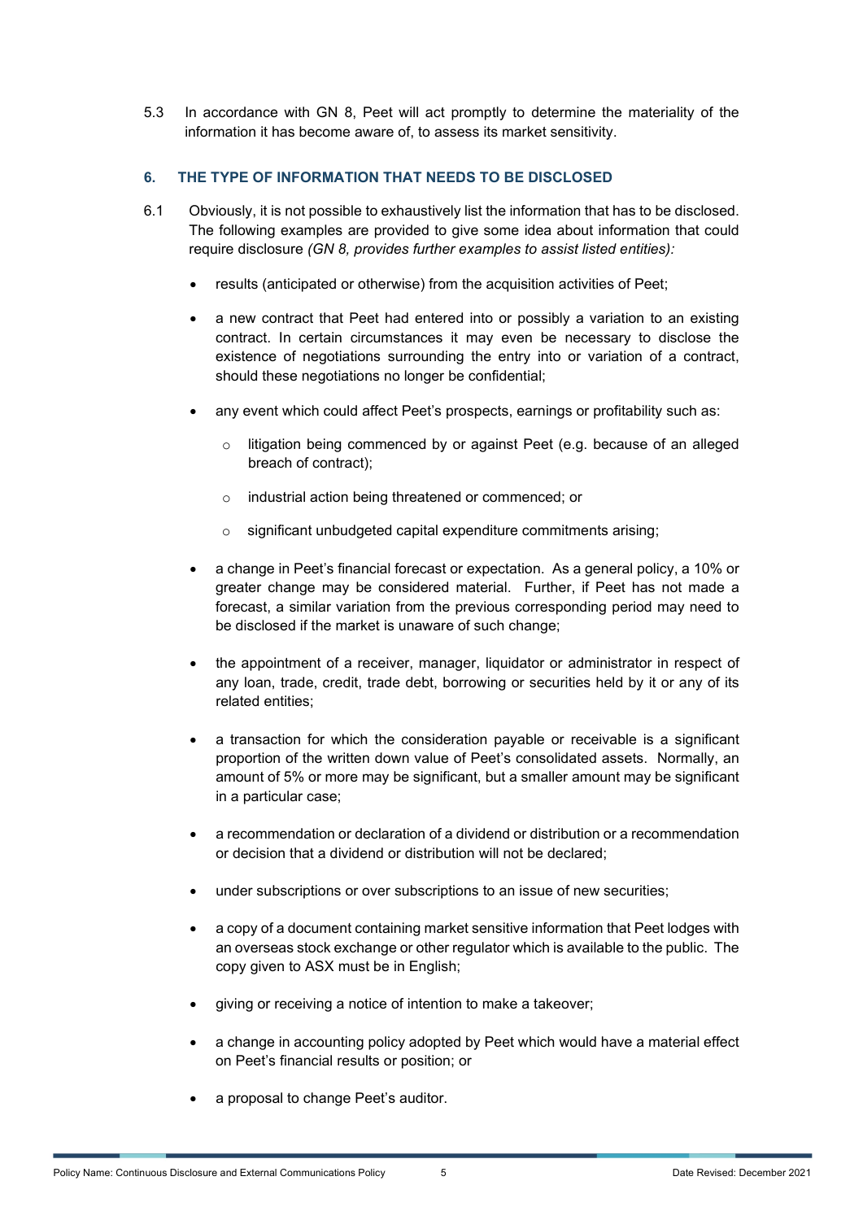5.3 In accordance with GN 8, Peet will act promptly to determine the materiality of the information it has become aware of, to assess its market sensitivity.

## 6. THE TYPE OF INFORMATION THAT NEEDS TO BE DISCLOSED

6.1 Obviously, it is not possible to exhaustively list the information that has to be disclosed. The following examples are provided to give some idea about information that could require disclosure *(GN 8, provides further examples to assist listed entities):*

- results (anticipated or otherwise) from the acquisition activities of Peet;
- a new contract that Peet had entered into or possibly a variation to an existing contract. In certain circumstances it may even be necessary to disclose the existence of negotiations surrounding the entry into or variation of a contract, should these negotiations no longer be confidential;
- any event which could affect Peet's prospects, earnings or profitability such as:
  - litigation being commenced by or against Peet (e.g. because of an alleged breach of contract);
  - industrial action being threatened or commenced; or
  - significant unbudgeted capital expenditure commitments arising;
- a change in Peet's financial forecast or expectation. As a general policy, a 10% or greater change may be considered material. Further, if Peet has not made a forecast, a similar variation from the previous corresponding period may need to be disclosed if the market is unaware of such change;
- the appointment of a receiver, manager, liquidator or administrator in respect of any loan, trade, credit, trade debt, borrowing or securities held by it or any of its related entities;
- a transaction for which the consideration payable or receivable is a significant proportion of the written down value of Peet's consolidated assets. Normally, an amount of 5% or more may be significant, but a smaller amount may be significant in a particular case;
- a recommendation or declaration of a dividend or distribution or a recommendation or decision that a dividend or distribution will not be declared;
- under subscriptions or over subscriptions to an issue of new securities;
- a copy of a document containing market sensitive information that Peet lodges with an overseas stock exchange or other regulator which is available to the public. The copy given to ASX must be in English;
- giving or receiving a notice of intention to make a takeover;
- a change in accounting policy adopted by Peet which would have a material effect on Peet's financial results or position; or
- a proposal to change Peet's auditor.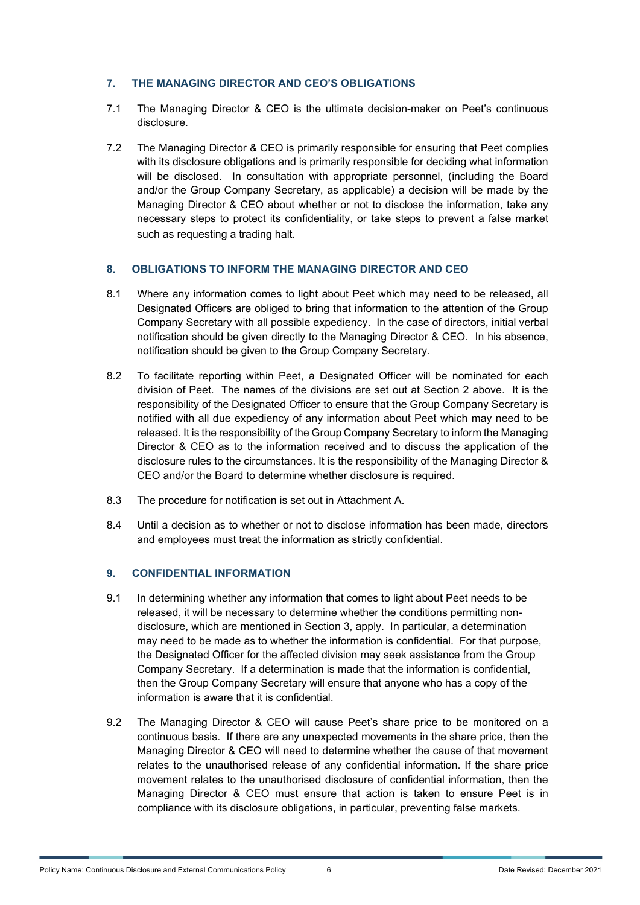## 7. THE MANAGING DIRECTOR AND CEO'S OBLIGATIONS

7.1 The Managing Director & CEO is the ultimate decision-maker on Peet's continuous disclosure.

7.2 The Managing Director & CEO is primarily responsible for ensuring that Peet complies with its disclosure obligations and is primarily responsible for deciding what information will be disclosed. In consultation with appropriate personnel, (including the Board and/or the Group Company Secretary, as applicable) a decision will be made by the Managing Director & CEO about whether or not to disclose the information, take any necessary steps to protect its confidentiality, or take steps to prevent a false market such as requesting a trading halt.

## 8. OBLIGATIONS TO INFORM THE MANAGING DIRECTOR AND CEO

8.1 Where any information comes to light about Peet which may need to be released, all Designated Officers are obliged to bring that information to the attention of the Group Company Secretary with all possible expediency. In the case of directors, initial verbal notification should be given directly to the Managing Director & CEO. In his absence, notification should be given to the Group Company Secretary.

8.2 To facilitate reporting within Peet, a Designated Officer will be nominated for each division of Peet. The names of the divisions are set out at Section 2 above. It is the responsibility of the Designated Officer to ensure that the Group Company Secretary is notified with all due expediency of any information about Peet which may need to be released. It is the responsibility of the Group Company Secretary to inform the Managing Director & CEO as to the information received and to discuss the application of the disclosure rules to the circumstances. It is the responsibility of the Managing Director & CEO and/or the Board to determine whether disclosure is required.

8.3 The procedure for notification is set out in Attachment A.

8.4 Until a decision as to whether or not to disclose information has been made, directors and employees must treat the information as strictly confidential.

## 9. CONFIDENTIAL INFORMATION

9.1 In determining whether any information that comes to light about Peet needs to be released, it will be necessary to determine whether the conditions permitting non-disclosure, which are mentioned in Section 3, apply. In particular, a determination may need to be made as to whether the information is confidential. For that purpose, the Designated Officer for the affected division may seek assistance from the Group Company Secretary. If a determination is made that the information is confidential, then the Group Company Secretary will ensure that anyone who has a copy of the information is aware that it is confidential.

9.2 The Managing Director & CEO will cause Peet's share price to be monitored on a continuous basis. If there are any unexpected movements in the share price, then the Managing Director & CEO will need to determine whether the cause of that movement relates to the unauthorised release of any confidential information. If the share price movement relates to the unauthorised disclosure of confidential information, then the Managing Director & CEO must ensure that action is taken to ensure Peet is in compliance with its disclosure obligations, in particular, preventing false markets.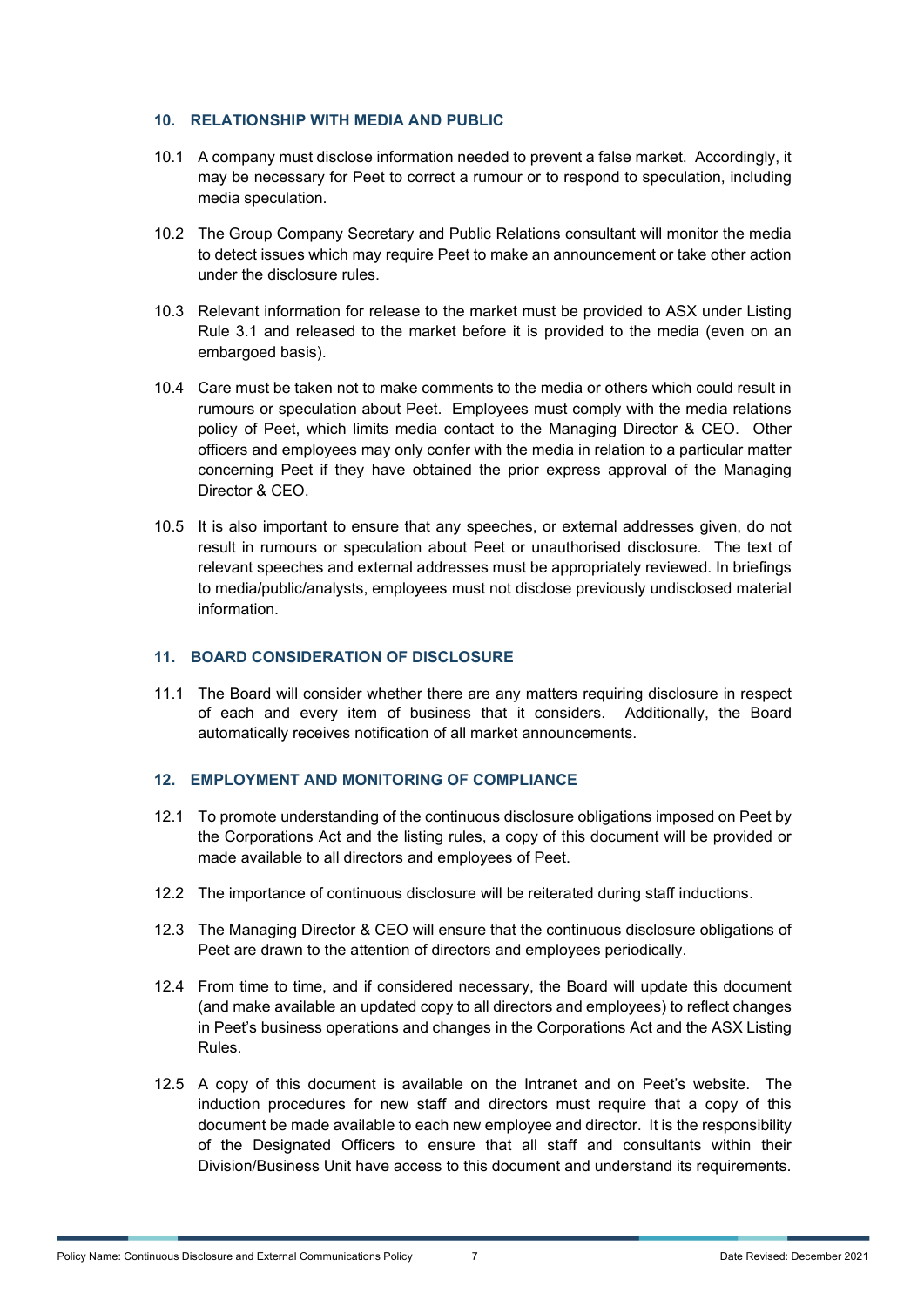## 10. RELATIONSHIP WITH MEDIA AND PUBLIC

10.1 A company must disclose information needed to prevent a false market. Accordingly, it may be necessary for Peet to correct a rumour or to respond to speculation, including media speculation.

10.2 The Group Company Secretary and Public Relations consultant will monitor the media to detect issues which may require Peet to make an announcement or take other action under the disclosure rules.

10.3 Relevant information for release to the market must be provided to ASX under Listing Rule 3.1 and released to the market before it is provided to the media (even on an embargoed basis).

10.4 Care must be taken not to make comments to the media or others which could result in rumours or speculation about Peet. Employees must comply with the media relations policy of Peet, which limits media contact to the Managing Director & CEO. Other officers and employees may only confer with the media in relation to a particular matter concerning Peet if they have obtained the prior express approval of the Managing Director & CEO.

10.5 It is also important to ensure that any speeches, or external addresses given, do not result in rumours or speculation about Peet or unauthorised disclosure. The text of relevant speeches and external addresses must be appropriately reviewed. In briefings to media/public/analysts, employees must not disclose previously undisclosed material information.

## 11. BOARD CONSIDERATION OF DISCLOSURE

11.1 The Board will consider whether there are any matters requiring disclosure in respect of each and every item of business that it considers. Additionally, the Board automatically receives notification of all market announcements.

## 12. EMPLOYMENT AND MONITORING OF COMPLIANCE

12.1 To promote understanding of the continuous disclosure obligations imposed on Peet by the Corporations Act and the listing rules, a copy of this document will be provided or made available to all directors and employees of Peet.

12.2 The importance of continuous disclosure will be reiterated during staff inductions.

12.3 The Managing Director & CEO will ensure that the continuous disclosure obligations of Peet are drawn to the attention of directors and employees periodically.

12.4 From time to time, and if considered necessary, the Board will update this document (and make available an updated copy to all directors and employees) to reflect changes in Peet's business operations and changes in the Corporations Act and the ASX Listing Rules.

12.5 A copy of this document is available on the Intranet and on Peet's website. The induction procedures for new staff and directors must require that a copy of this document be made available to each new employee and director. It is the responsibility of the Designated Officers to ensure that all staff and consultants within their Division/Business Unit have access to this document and understand its requirements.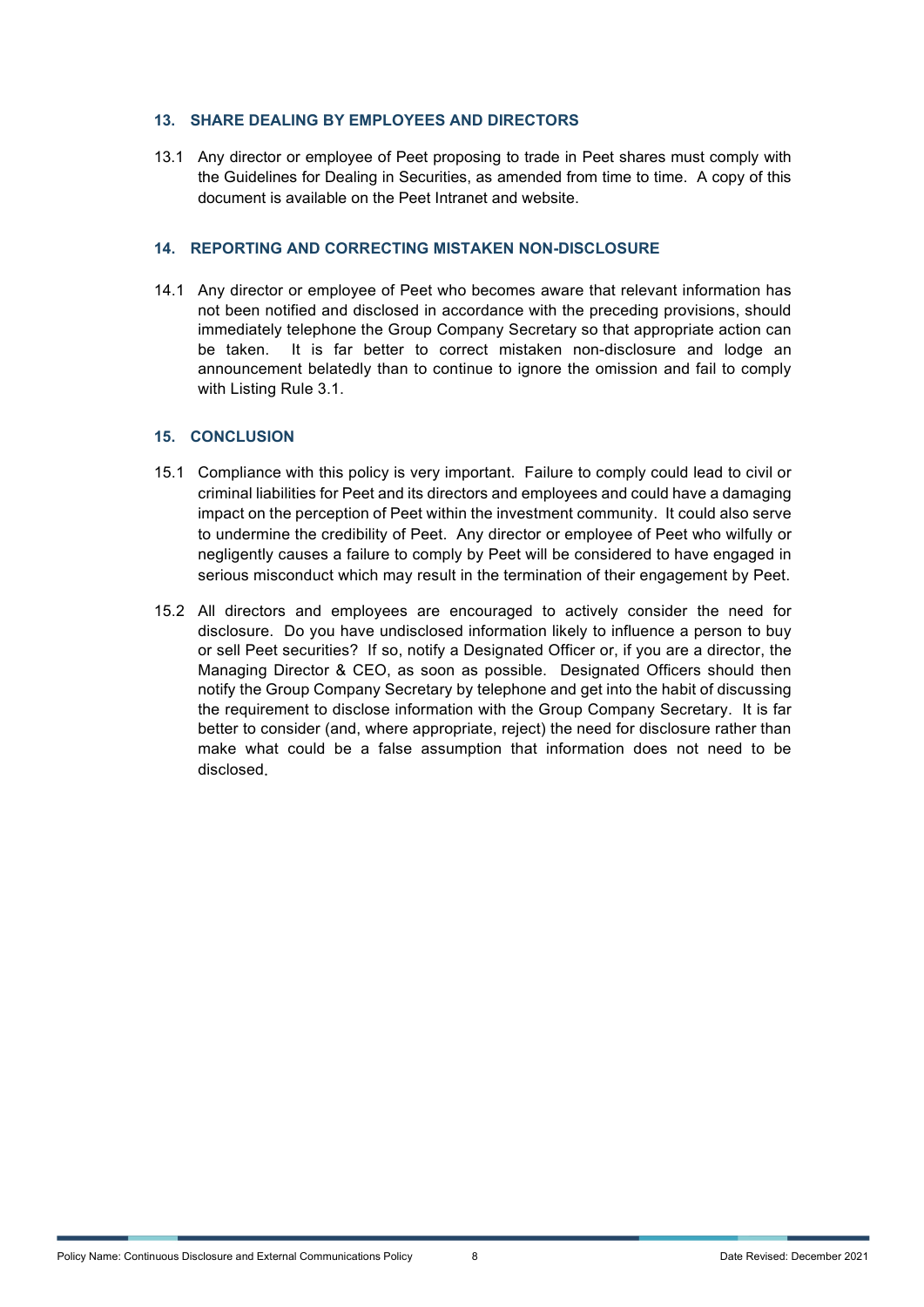## 13. SHARE DEALING BY EMPLOYEES AND DIRECTORS

13.1 Any director or employee of Peet proposing to trade in Peet shares must comply with the Guidelines for Dealing in Securities, as amended from time to time. A copy of this document is available on the Peet Intranet and website.

## 14. REPORTING AND CORRECTING MISTAKEN NON-DISCLOSURE

14.1 Any director or employee of Peet who becomes aware that relevant information has not been notified and disclosed in accordance with the preceding provisions, should immediately telephone the Group Company Secretary so that appropriate action can be taken. It is far better to correct mistaken non-disclosure and lodge an announcement belatedly than to continue to ignore the omission and fail to comply with Listing Rule 3.1.

## 15. CONCLUSION

15.1 Compliance with this policy is very important. Failure to comply could lead to civil or criminal liabilities for Peet and its directors and employees and could have a damaging impact on the perception of Peet within the investment community. It could also serve to undermine the credibility of Peet. Any director or employee of Peet who wilfully or negligently causes a failure to comply by Peet will be considered to have engaged in serious misconduct which may result in the termination of their engagement by Peet.

15.2 All directors and employees are encouraged to actively consider the need for disclosure. Do you have undisclosed information likely to influence a person to buy or sell Peet securities? If so, notify a Designated Officer or, if you are a director, the Managing Director & CEO, as soon as possible. Designated Officers should then notify the Group Company Secretary by telephone and get into the habit of discussing the requirement to disclose information with the Group Company Secretary. It is far better to consider (and, where appropriate, reject) the need for disclosure rather than make what could be a false assumption that information does not need to be disclosed.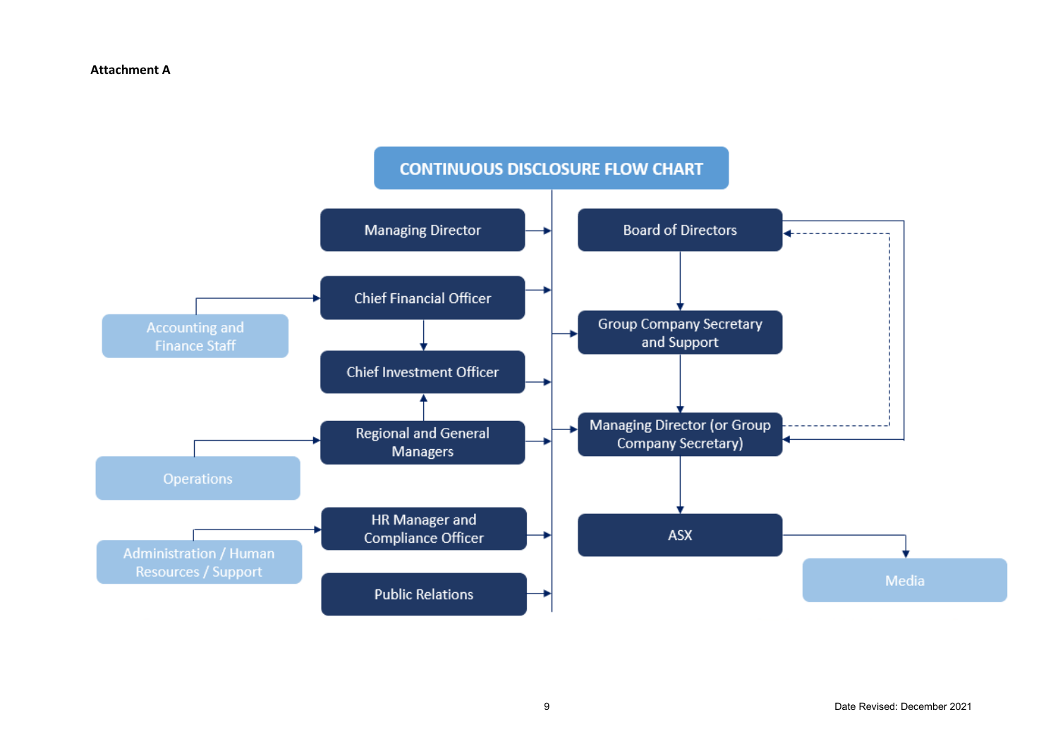**Attachment A**

CONTINUOUS DISCLOSURE FLOW CHART

Managing Director

Chief Financial Officer

Accounting and Finance Staff

Chief Investment Officer

Regional and General Managers

Operations

HR Manager and Compliance Officer

Administration / Human Resources / Support

Public Relations

Board of Directors

Group Company Secretary and Support

Managing Director (or Group Company Secretary)

ASX

Media

Date Revised: December 2021